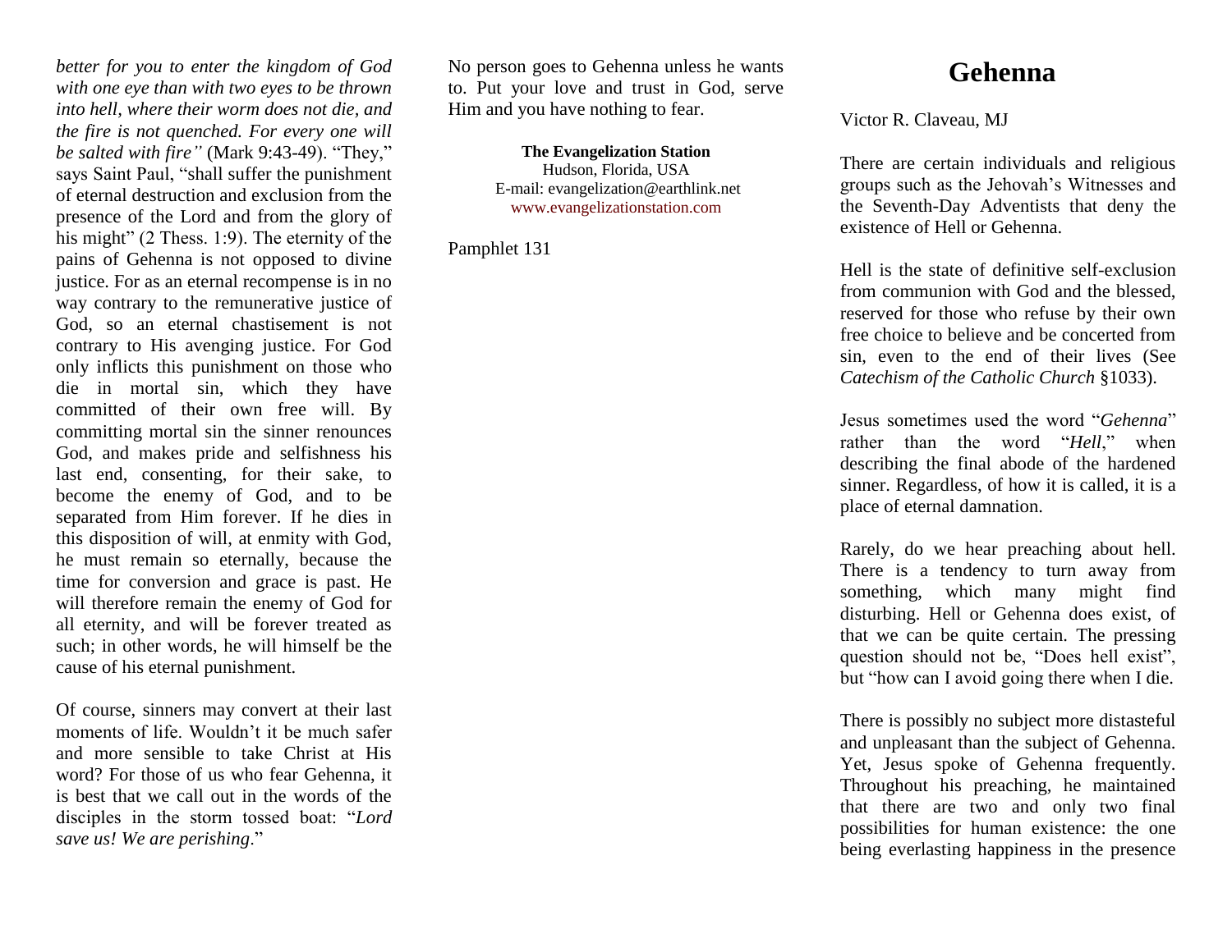# Gehenna

Victor R. Claveau, MJ

There are certain individuals and religious groups such as the Jehovah's Witnesses and the Seventh-Day Adventists that deny the existence of Hell or Gehenna.

Hell is the state of definitive self-exclusion from communion with God and the blessed, reserved for those who refuse by their own free choice to believe and be concerted from sin, even to the end of their lives (See *Catechism of the Catholic Church* §1033).

Jesus sometimes used the word "*Gehenna*" rather than the word "*Hell*," when describing the final abode of the hardened sinner. Regardless, of how it is called, it is a place of eternal damnation.

Rarely, do we hear preaching about hell. There is a tendency to turn away from something, which many might find disturbing. Hell or Gehenna does exist, of that we can be quite certain. The pressing question should not be, "Does hell exist", but "how can I avoid going there when I die.

There is possibly no subject more distasteful and unpleasant than the subject of Gehenna. Yet, Jesus spoke of Gehenna frequently. Throughout his preaching, he maintained that there are two and only two final possibilities for human existence: the one being everlasting happiness in the presence

*better for you to enter the kingdom of God with one eye than with two eyes to be thrown into hell, where their worm does not die, and the fire is not quenched. For every one will be salted with fire"* (Mark 9:43-49). "They," says Saint Paul, "shall suffer the punishment of eternal destruction and exclusion from the presence of the Lord and from the glory of his might" (2 Thess. 1:9). The eternity of the pains of Gehenna is not opposed to divine justice. For as an eternal recompense is in no way contrary to the remunerative justice of God, so an eternal chastisement is not contrary to His avenging justice. For God only inflicts this punishment on those who die in mortal sin, which they have committed of their own free will. By committing mortal sin the sinner renounces God, and makes pride and selfishness his last end, consenting, for their sake, to become the enemy of God, and to be separated from Him forever. If he dies in this disposition of will, at enmity with God, he must remain so eternally, because the time for conversion and grace is past. He will therefore remain the enemy of God for all eternity, and will be forever treated as such; in other words, he will himself be the cause of his eternal punishment.

Of course, sinners may convert at their last moments of life. Wouldn't it be much safer and more sensible to take Christ at His word? For those of us who fear Gehenna, it is best that we call out in the words of the disciples in the storm tossed boat: "*Lord save us! We are perishing*."

No person goes to Gehenna unless he wants to. Put your love and trust in God, serve Him and you have nothing to fear.

**The Evangelization Station**
Hudson, Florida, USA
E-mail: evangelization@earthlink.net
www.evangelizationstation.com

Pamphlet 131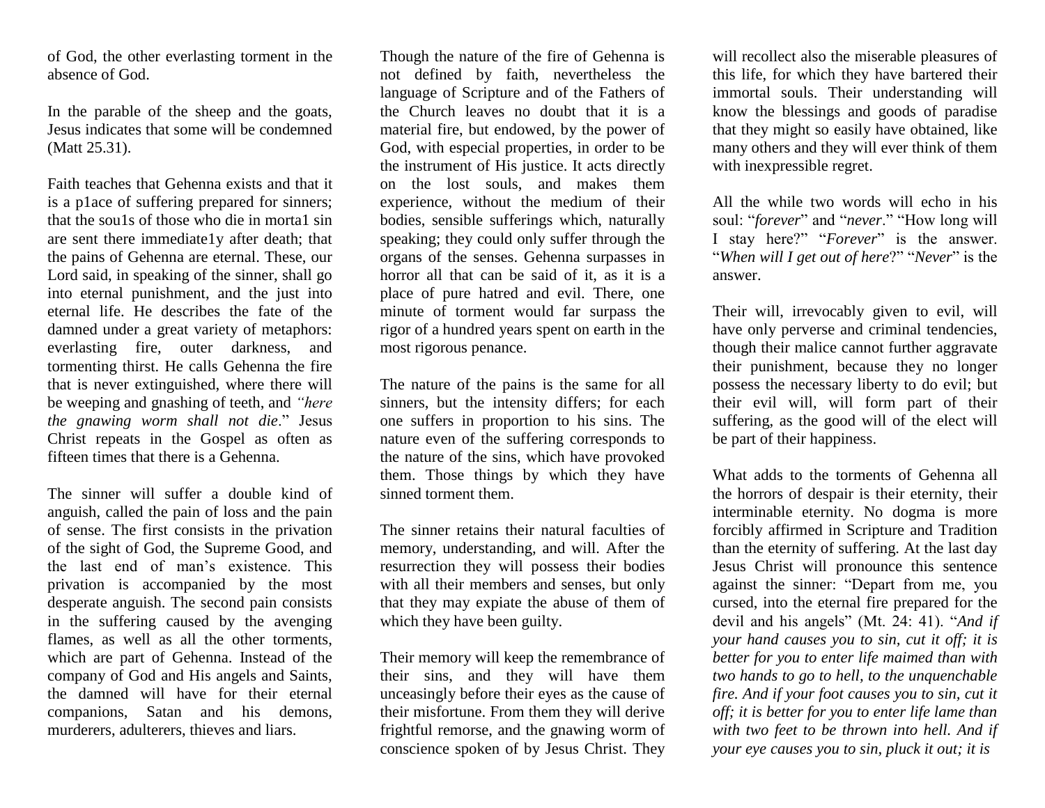of God, the other everlasting torment in the absence of God.

In the parable of the sheep and the goats, Jesus indicates that some will be condemned (Matt 25.31).

Faith teaches that Gehenna exists and that it is a p1ace of suffering prepared for sinners; that the sou1s of those who die in morta1 sin are sent there immediate1y after death; that the pains of Gehenna are eternal. These, our Lord said, in speaking of the sinner, shall go into eternal punishment, and the just into eternal life. He describes the fate of the damned under a great variety of metaphors: everlasting fire, outer darkness, and tormenting thirst. He calls Gehenna the fire that is never extinguished, where there will be weeping and gnashing of teeth, and *"here the gnawing worm shall not die*." Jesus Christ repeats in the Gospel as often as fifteen times that there is a Gehenna.

The sinner will suffer a double kind of anguish, called the pain of loss and the pain of sense. The first consists in the privation of the sight of God, the Supreme Good, and the last end of man's existence. This privation is accompanied by the most desperate anguish. The second pain consists in the suffering caused by the avenging flames, as well as all the other torments, which are part of Gehenna. Instead of the company of God and His angels and Saints, the damned will have for their eternal companions, Satan and his demons, murderers, adulterers, thieves and liars.

Though the nature of the fire of Gehenna is not defined by faith, nevertheless the language of Scripture and of the Fathers of the Church leaves no doubt that it is a material fire, but endowed, by the power of God, with especial properties, in order to be the instrument of His justice. It acts directly on the lost souls, and makes them experience, without the medium of their bodies, sensible sufferings which, naturally speaking; they could only suffer through the organs of the senses. Gehenna surpasses in horror all that can be said of it, as it is a place of pure hatred and evil. There, one minute of torment would far surpass the rigor of a hundred years spent on earth in the most rigorous penance.

The nature of the pains is the same for all sinners, but the intensity differs; for each one suffers in proportion to his sins. The nature even of the suffering corresponds to the nature of the sins, which have provoked them. Those things by which they have sinned torment them.

The sinner retains their natural faculties of memory, understanding, and will. After the resurrection they will possess their bodies with all their members and senses, but only that they may expiate the abuse of them of which they have been guilty.

Their memory will keep the remembrance of their sins, and they will have them unceasingly before their eyes as the cause of their misfortune. From them they will derive frightful remorse, and the gnawing worm of conscience spoken of by Jesus Christ. They will recollect also the miserable pleasures of this life, for which they have bartered their immortal souls. Their understanding will know the blessings and goods of paradise that they might so easily have obtained, like many others and they will ever think of them with inexpressible regret.

All the while two words will echo in his soul: "*forever*" and "*never*." "How long will I stay here?" "*Forever*" is the answer. "*When will I get out of here*?" "*Never*" is the answer.

Their will, irrevocably given to evil, will have only perverse and criminal tendencies, though their malice cannot further aggravate their punishment, because they no longer possess the necessary liberty to do evil; but their evil will, will form part of their suffering, as the good will of the elect will be part of their happiness.

What adds to the torments of Gehenna all the horrors of despair is their eternity, their interminable eternity. No dogma is more forcibly affirmed in Scripture and Tradition than the eternity of suffering. At the last day Jesus Christ will pronounce this sentence against the sinner: "Depart from me, you cursed, into the eternal fire prepared for the devil and his angels" (Mt. 24: 41). "*And if your hand causes you to sin, cut it off; it is better for you to enter life maimed than with two hands to go to hell, to the unquenchable fire. And if your foot causes you to sin, cut it off; it is better for you to enter life lame than with two feet to be thrown into hell. And if your eye causes you to sin, pluck it out; it is*